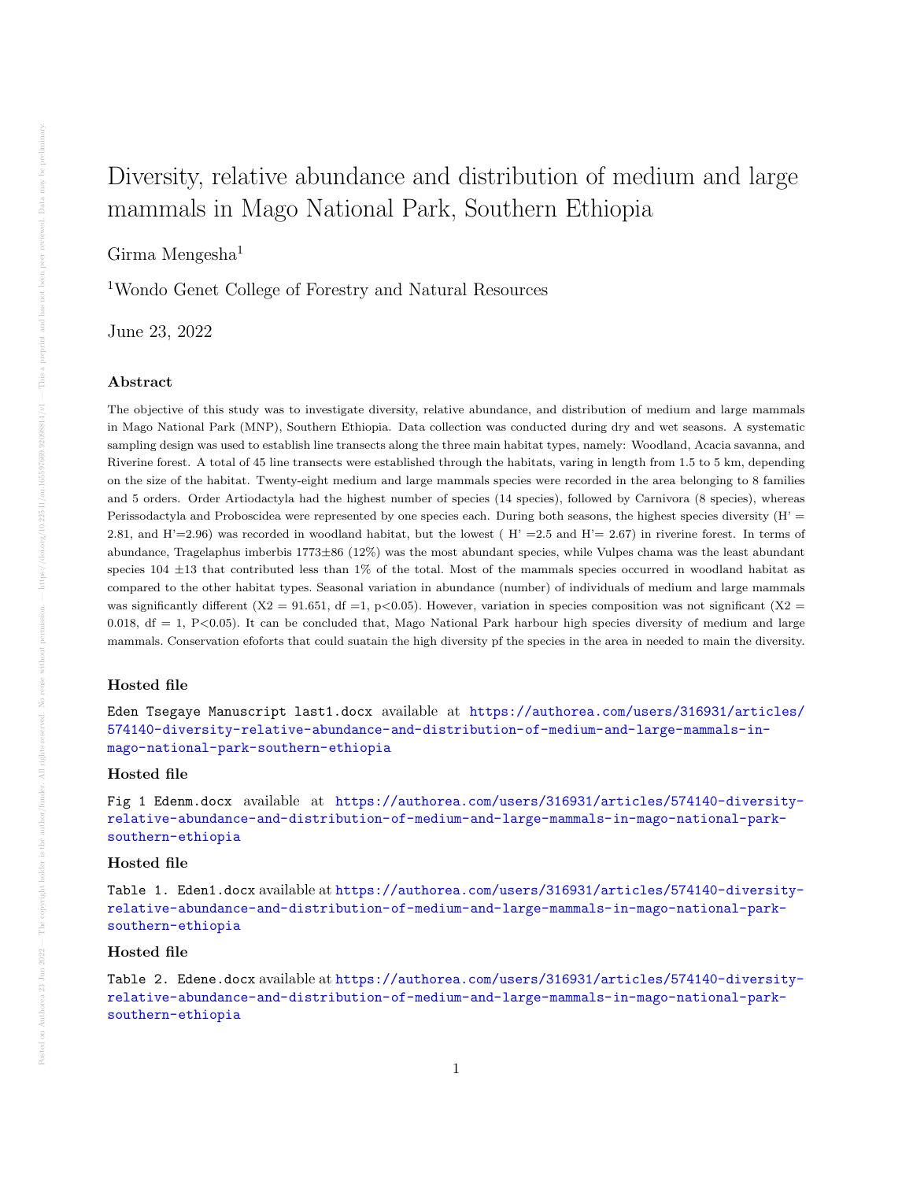# Diversity, relative abundance and distribution of medium and large mammals in Mago National Park, Southern Ethiopia

Girma Mengesha[1]

[1]Wondo Genet College of Forestry and Natural Resources

June 23, 2022

## Abstract

The objective of this study was to investigate diversity, relative abundance, and distribution of medium and large mammals in Mago National Park (MNP), Southern Ethiopia. Data collection was conducted during dry and wet seasons. A systematic sampling design was used to establish line transects along the three main habitat types, namely: Woodland, Acacia savanna, and Riverine forest. A total of 45 line transects were established through the habitats, varing in length from 1.5 to 5 km, depending on the size of the habitat. Twenty-eight medium and large mammals species were recorded in the area belonging to 8 families and 5 orders. Order Artiodactyla had the highest number of species (14 species), followed by Carnivora (8 species), whereas Perissodactyla and Proboscidea were represented by one species each. During both seasons, the highest species diversity (H' = 2.81, and H'=2.96) was recorded in woodland habitat, but the lowest ( H' =2.5 and H'= 2.67) in riverine forest. In terms of abundance, Tragelaphus imberbis 1773$\pm$86 (12%) was the most abundant species, while Vulpes chama was the least abundant species 104 $\pm$13 that contributed less than 1% of the total. Most of the mammals species occurred in woodland habitat as compared to the other habitat types. Seasonal variation in abundance (number) of individuals of medium and large mammals was significantly different (X2 = 91.651, df =1, p<0.05). However, variation in species composition was not significant (X2 = 0.018, df = 1, P<0.05). It can be concluded that, Mago National Park harbour high species diversity of medium and large mammals. Conservation efoforts that could suatain the high diversity pf the species in the area in needed to main the diversity.

### Hosted file

`Eden Tsegaye Manuscript last1.docx` available at https://authorea.com/users/316931/articles/574140-diversity-relative-abundance-and-distribution-of-medium-and-large-mammals-in-mago-national-park-southern-ethiopia

### Hosted file

`Fig 1 Edenm.docx` available at https://authorea.com/users/316931/articles/574140-diversity-relative-abundance-and-distribution-of-medium-and-large-mammals-in-mago-national-park-southern-ethiopia

### Hosted file

`Table 1. Eden1.docx` available at https://authorea.com/users/316931/articles/574140-diversity-relative-abundance-and-distribution-of-medium-and-large-mammals-in-mago-national-park-southern-ethiopia

### Hosted file

`Table 2. Edene.docx` available at https://authorea.com/users/316931/articles/574140-diversity-relative-abundance-and-distribution-of-medium-and-large-mammals-in-mago-national-park-southern-ethiopia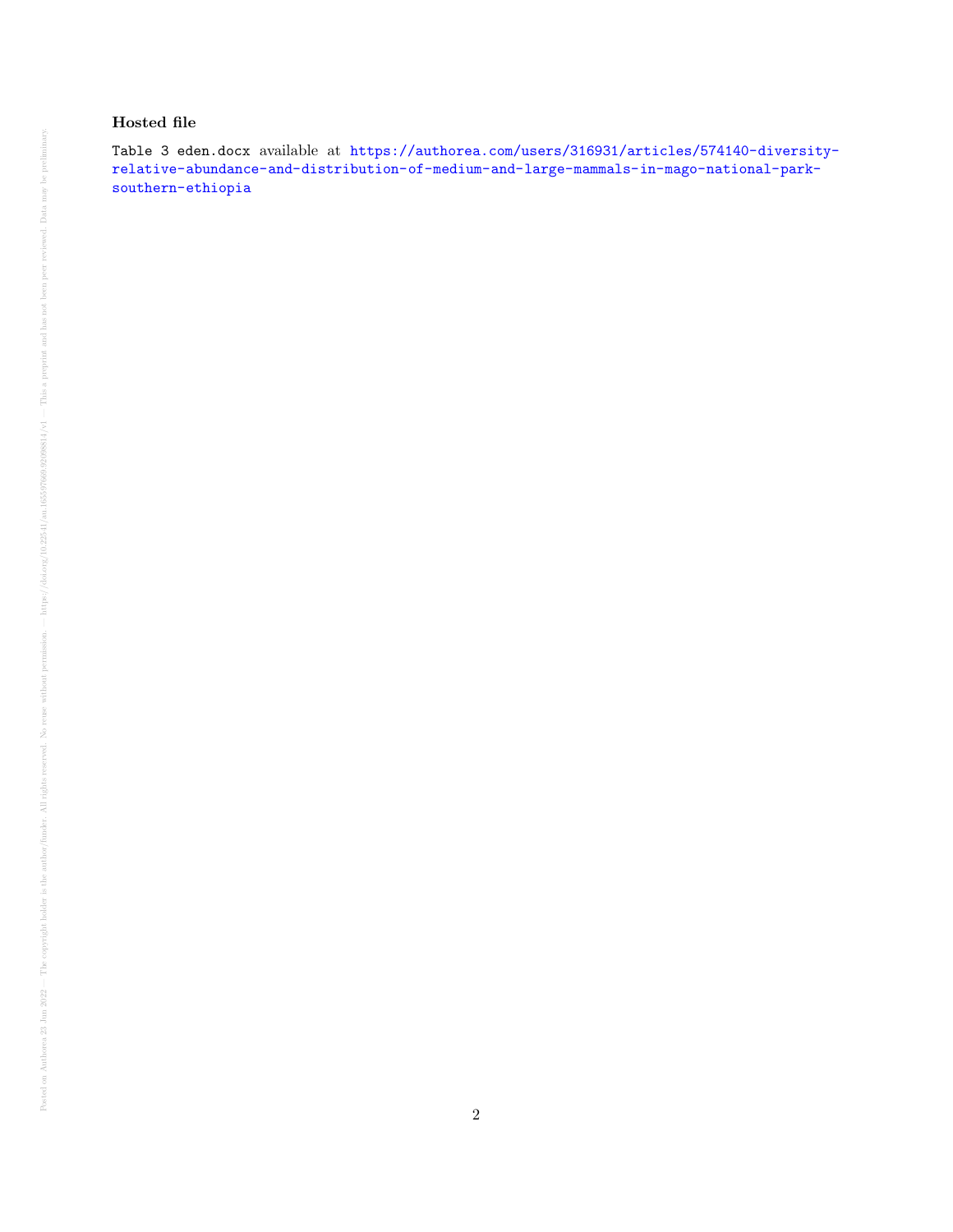**Hosted file**

Table 3 eden.docx available at https://authorea.com/users/316931/articles/574140-diversity-relative-abundance-and-distribution-of-medium-and-large-mammals-in-mago-national-park-southern-ethiopia